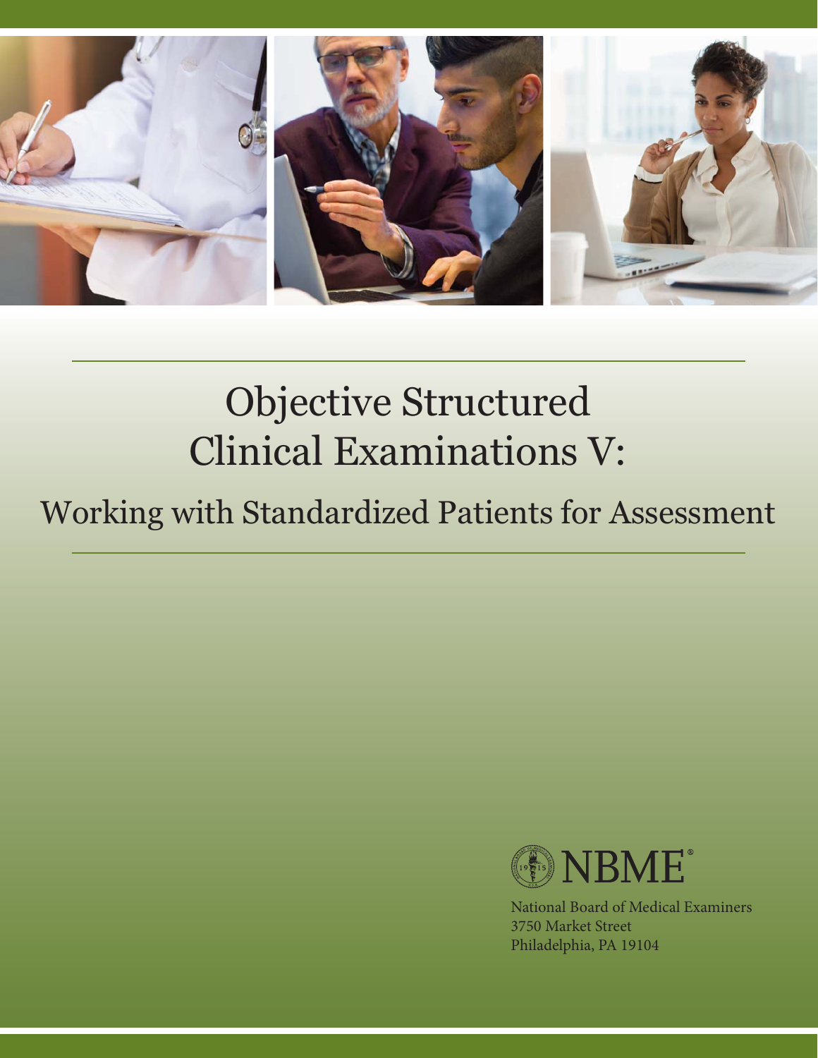# Objective Structured Clinical Examinations V:

## Working with Standardized Patients for Assessment

NBME®

National Board of Medical Examiners
3750 Market Street
Philadelphia, PA 19104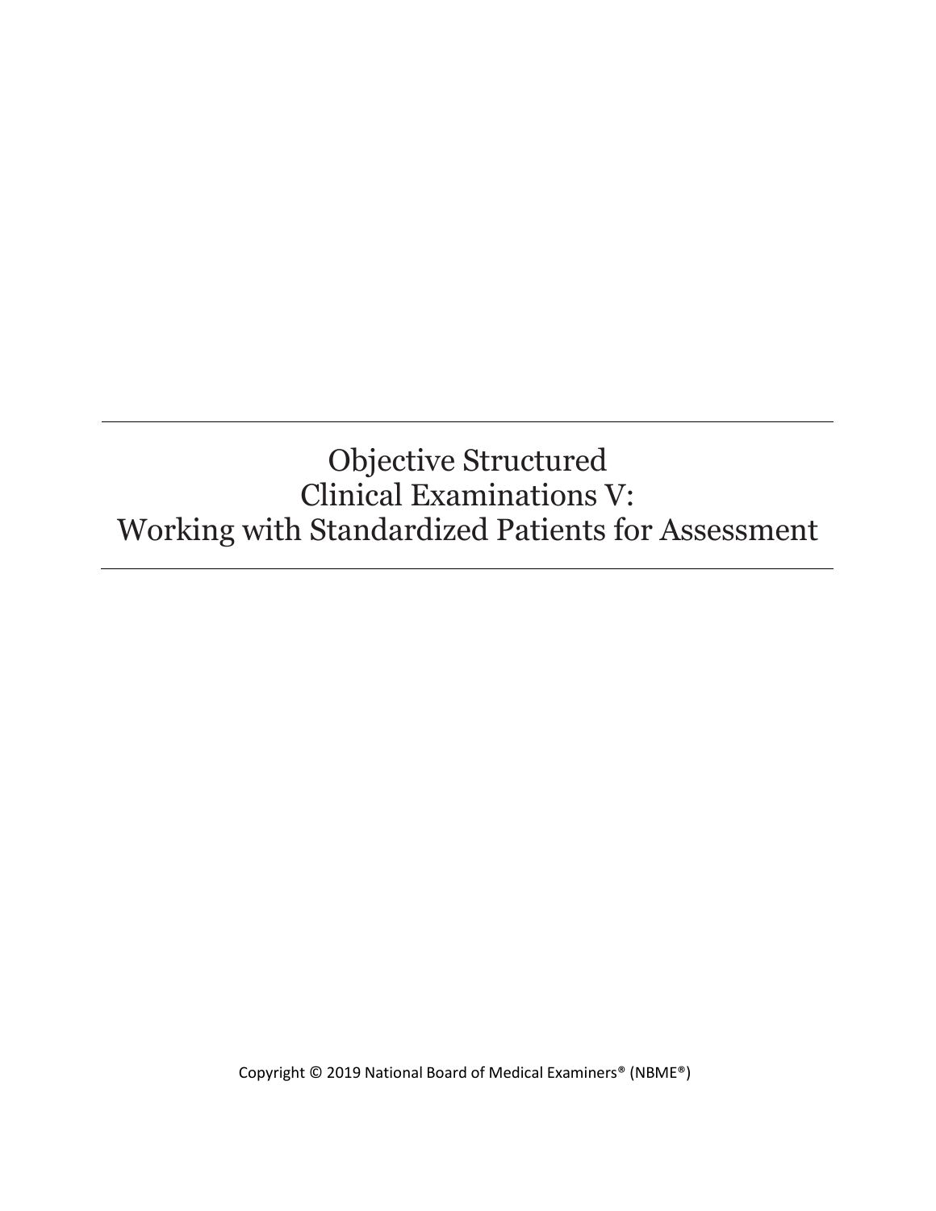# Objective Structured Clinical Examinations V: Working with Standardized Patients for Assessment

Copyright © 2019 National Board of Medical Examiners® (NBME®)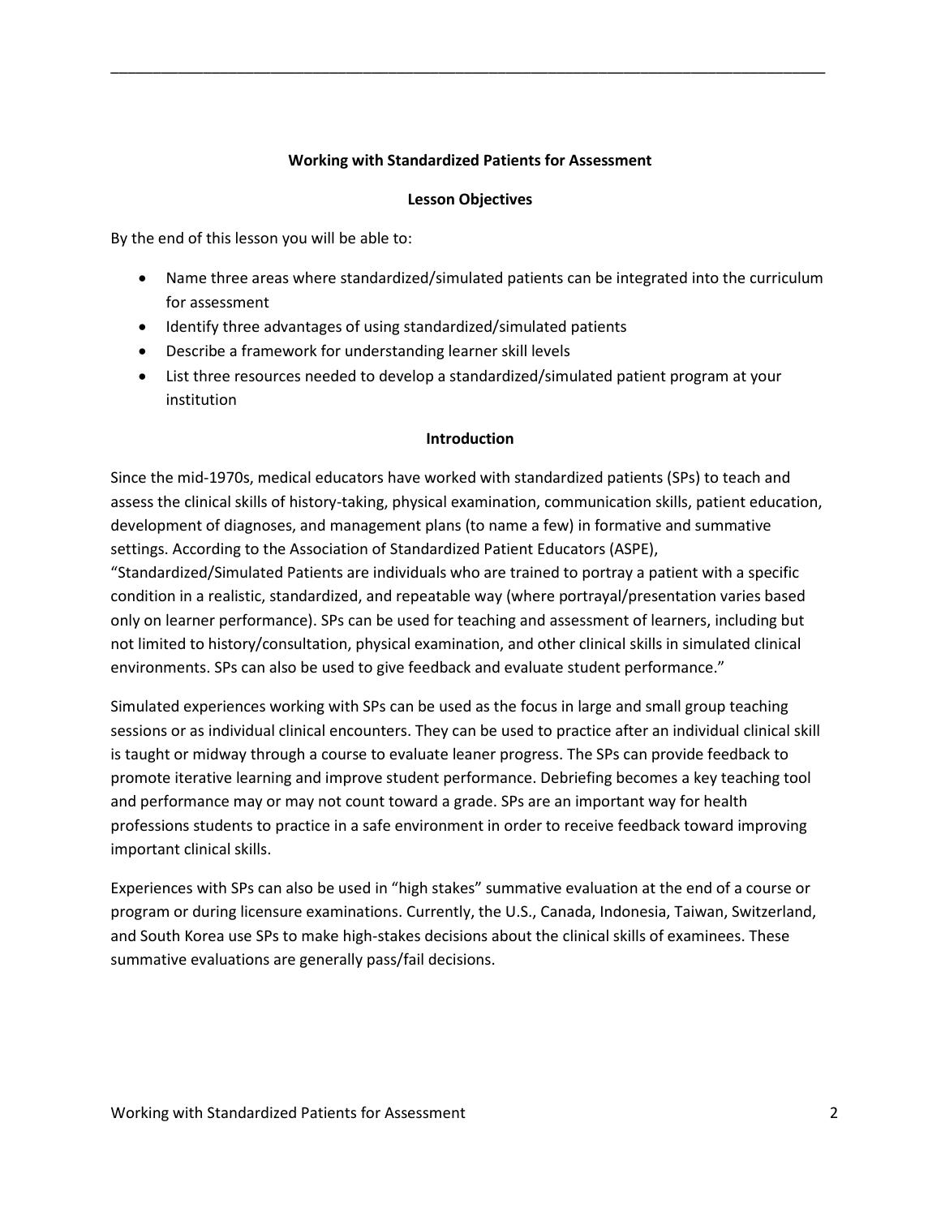## Working with Standardized Patients for Assessment

### Lesson Objectives

By the end of this lesson you will be able to:

- Name three areas where standardized/simulated patients can be integrated into the curriculum for assessment
- Identify three advantages of using standardized/simulated patients
- Describe a framework for understanding learner skill levels
- List three resources needed to develop a standardized/simulated patient program at your institution

### Introduction

Since the mid-1970s, medical educators have worked with standardized patients (SPs) to teach and assess the clinical skills of history-taking, physical examination, communication skills, patient education, development of diagnoses, and management plans (to name a few) in formative and summative settings. According to the Association of Standardized Patient Educators (ASPE), "Standardized/Simulated Patients are individuals who are trained to portray a patient with a specific condition in a realistic, standardized, and repeatable way (where portrayal/presentation varies based only on learner performance). SPs can be used for teaching and assessment of learners, including but not limited to history/consultation, physical examination, and other clinical skills in simulated clinical environments. SPs can also be used to give feedback and evaluate student performance."

Simulated experiences working with SPs can be used as the focus in large and small group teaching sessions or as individual clinical encounters. They can be used to practice after an individual clinical skill is taught or midway through a course to evaluate leaner progress. The SPs can provide feedback to promote iterative learning and improve student performance. Debriefing becomes a key teaching tool and performance may or may not count toward a grade. SPs are an important way for health professions students to practice in a safe environment in order to receive feedback toward improving important clinical skills.

Experiences with SPs can also be used in "high stakes" summative evaluation at the end of a course or program or during licensure examinations. Currently, the U.S., Canada, Indonesia, Taiwan, Switzerland, and South Korea use SPs to make high-stakes decisions about the clinical skills of examinees. These summative evaluations are generally pass/fail decisions.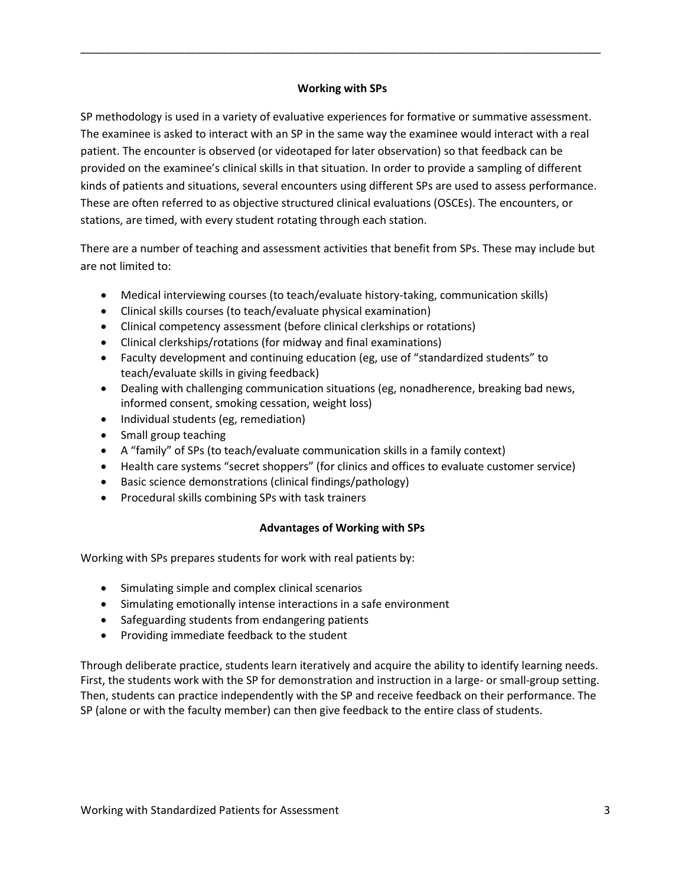## Working with SPs

SP methodology is used in a variety of evaluative experiences for formative or summative assessment. The examinee is asked to interact with an SP in the same way the examinee would interact with a real patient. The encounter is observed (or videotaped for later observation) so that feedback can be provided on the examinee's clinical skills in that situation. In order to provide a sampling of different kinds of patients and situations, several encounters using different SPs are used to assess performance. These are often referred to as objective structured clinical evaluations (OSCEs). The encounters, or stations, are timed, with every student rotating through each station.

There are a number of teaching and assessment activities that benefit from SPs. These may include but are not limited to:

- Medical interviewing courses (to teach/evaluate history-taking, communication skills)
- Clinical skills courses (to teach/evaluate physical examination)
- Clinical competency assessment (before clinical clerkships or rotations)
- Clinical clerkships/rotations (for midway and final examinations)
- Faculty development and continuing education (eg, use of "standardized students" to teach/evaluate skills in giving feedback)
- Dealing with challenging communication situations (eg, nonadherence, breaking bad news, informed consent, smoking cessation, weight loss)
- Individual students (eg, remediation)
- Small group teaching
- A "family" of SPs (to teach/evaluate communication skills in a family context)
- Health care systems "secret shoppers" (for clinics and offices to evaluate customer service)
- Basic science demonstrations (clinical findings/pathology)
- Procedural skills combining SPs with task trainers

## Advantages of Working with SPs

Working with SPs prepares students for work with real patients by:

- Simulating simple and complex clinical scenarios
- Simulating emotionally intense interactions in a safe environment
- Safeguarding students from endangering patients
- Providing immediate feedback to the student

Through deliberate practice, students learn iteratively and acquire the ability to identify learning needs. First, the students work with the SP for demonstration and instruction in a large- or small-group setting. Then, students can practice independently with the SP and receive feedback on their performance. The SP (alone or with the faculty member) can then give feedback to the entire class of students.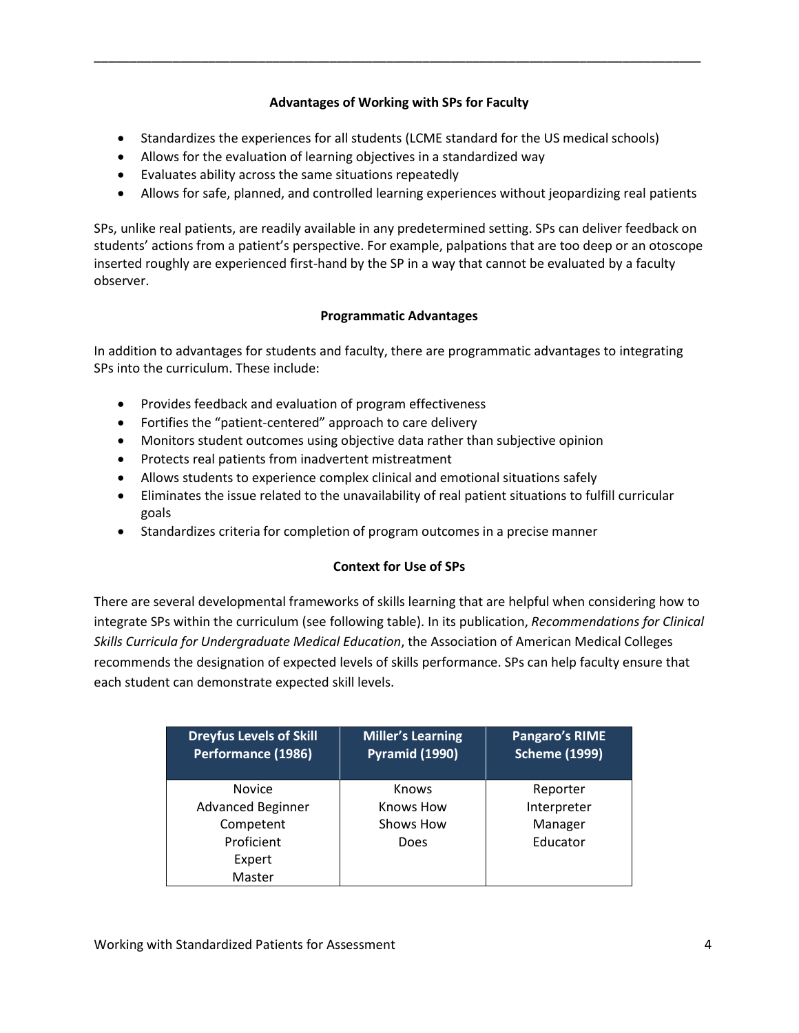### Advantages of Working with SPs for Faculty

- Standardizes the experiences for all students (LCME standard for the US medical schools)
- Allows for the evaluation of learning objectives in a standardized way
- Evaluates ability across the same situations repeatedly
- Allows for safe, planned, and controlled learning experiences without jeopardizing real patients

SPs, unlike real patients, are readily available in any predetermined setting. SPs can deliver feedback on students' actions from a patient's perspective. For example, palpations that are too deep or an otoscope inserted roughly are experienced first-hand by the SP in a way that cannot be evaluated by a faculty observer.

### Programmatic Advantages

In addition to advantages for students and faculty, there are programmatic advantages to integrating SPs into the curriculum. These include:

- Provides feedback and evaluation of program effectiveness
- Fortifies the "patient-centered" approach to care delivery
- Monitors student outcomes using objective data rather than subjective opinion
- Protects real patients from inadvertent mistreatment
- Allows students to experience complex clinical and emotional situations safely
- Eliminates the issue related to the unavailability of real patient situations to fulfill curricular goals
- Standardizes criteria for completion of program outcomes in a precise manner

### Context for Use of SPs

There are several developmental frameworks of skills learning that are helpful when considering how to integrate SPs within the curriculum (see following table). In its publication, *Recommendations for Clinical Skills Curricula for Undergraduate Medical Education*, the Association of American Medical Colleges recommends the designation of expected levels of skills performance. SPs can help faculty ensure that each student can demonstrate expected skill levels.

| Dreyfus Levels of Skill Performance (1986) | Miller's Learning Pyramid (1990) | Pangaro's RIME Scheme (1999) |
|---|---|---|
| Novice | Knows | Reporter |
| Advanced Beginner | Knows How | Interpreter |
| Competent | Shows How | Manager |
| Proficient | Does | Educator |
| Expert | | |
| Master | | |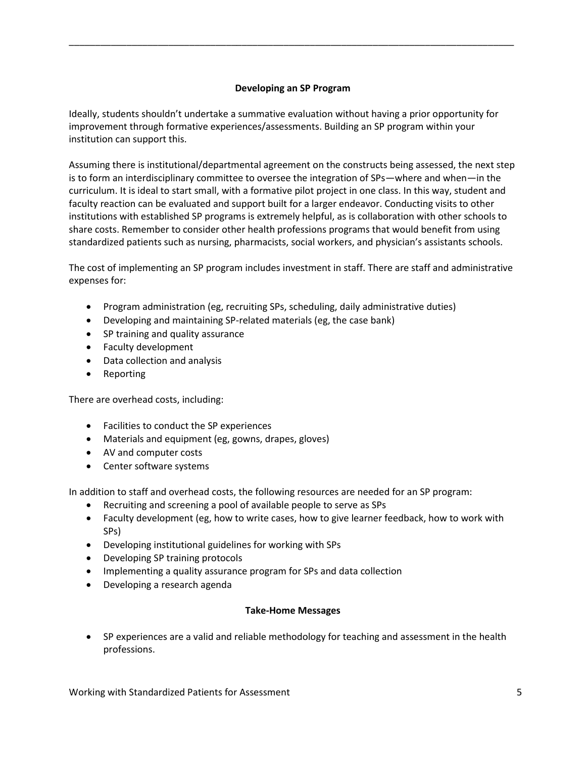## Developing an SP Program

Ideally, students shouldn't undertake a summative evaluation without having a prior opportunity for improvement through formative experiences/assessments. Building an SP program within your institution can support this.

Assuming there is institutional/departmental agreement on the constructs being assessed, the next step is to form an interdisciplinary committee to oversee the integration of SPs—where and when—in the curriculum. It is ideal to start small, with a formative pilot project in one class. In this way, student and faculty reaction can be evaluated and support built for a larger endeavor. Conducting visits to other institutions with established SP programs is extremely helpful, as is collaboration with other schools to share costs. Remember to consider other health professions programs that would benefit from using standardized patients such as nursing, pharmacists, social workers, and physician's assistants schools.

The cost of implementing an SP program includes investment in staff. There are staff and administrative expenses for:

- Program administration (eg, recruiting SPs, scheduling, daily administrative duties)
- Developing and maintaining SP-related materials (eg, the case bank)
- SP training and quality assurance
- Faculty development
- Data collection and analysis
- Reporting

There are overhead costs, including:

- Facilities to conduct the SP experiences
- Materials and equipment (eg, gowns, drapes, gloves)
- AV and computer costs
- Center software systems

In addition to staff and overhead costs, the following resources are needed for an SP program:

- Recruiting and screening a pool of available people to serve as SPs
- Faculty development (eg, how to write cases, how to give learner feedback, how to work with SPs)
- Developing institutional guidelines for working with SPs
- Developing SP training protocols
- Implementing a quality assurance program for SPs and data collection
- Developing a research agenda

## Take-Home Messages

- SP experiences are a valid and reliable methodology for teaching and assessment in the health professions.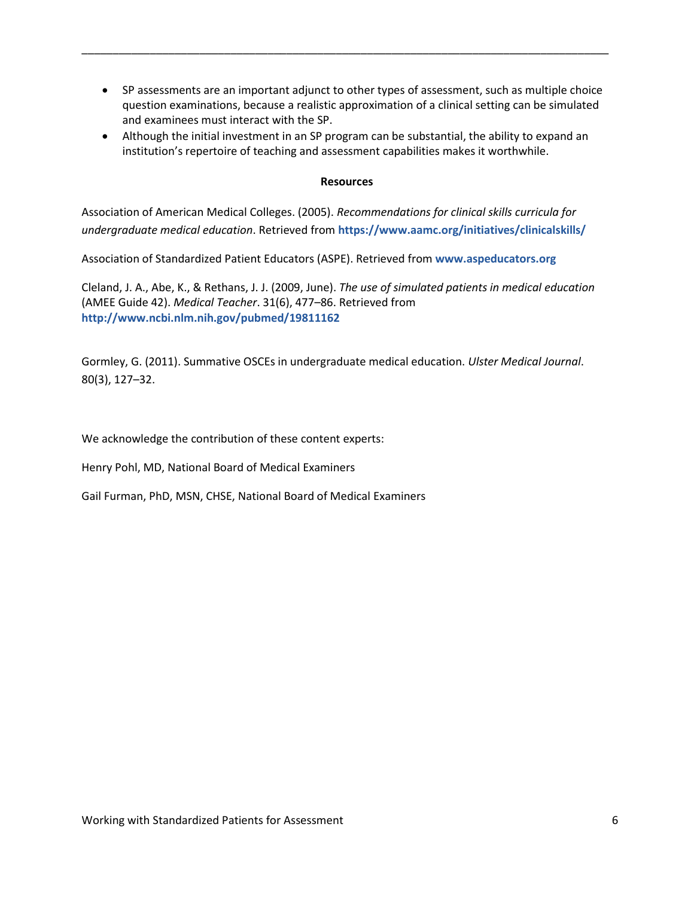- SP assessments are an important adjunct to other types of assessment, such as multiple choice question examinations, because a realistic approximation of a clinical setting can be simulated and examinees must interact with the SP.
- Although the initial investment in an SP program can be substantial, the ability to expand an institution's repertoire of teaching and assessment capabilities makes it worthwhile.

**Resources**

Association of American Medical Colleges. (2005). *Recommendations for clinical skills curricula for undergraduate medical education*. Retrieved from **https://www.aamc.org/initiatives/clinicalskills/**

Association of Standardized Patient Educators (ASPE). Retrieved from **www.aspeducators.org**

Cleland, J. A., Abe, K., & Rethans, J. J. (2009, June). *The use of simulated patients in medical education* (AMEE Guide 42). *Medical Teacher*. 31(6), 477–86. Retrieved from **http://www.ncbi.nlm.nih.gov/pubmed/19811162**

Gormley, G. (2011). Summative OSCEs in undergraduate medical education. *Ulster Medical Journal*. 80(3), 127–32.

We acknowledge the contribution of these content experts:

Henry Pohl, MD, National Board of Medical Examiners

Gail Furman, PhD, MSN, CHSE, National Board of Medical Examiners